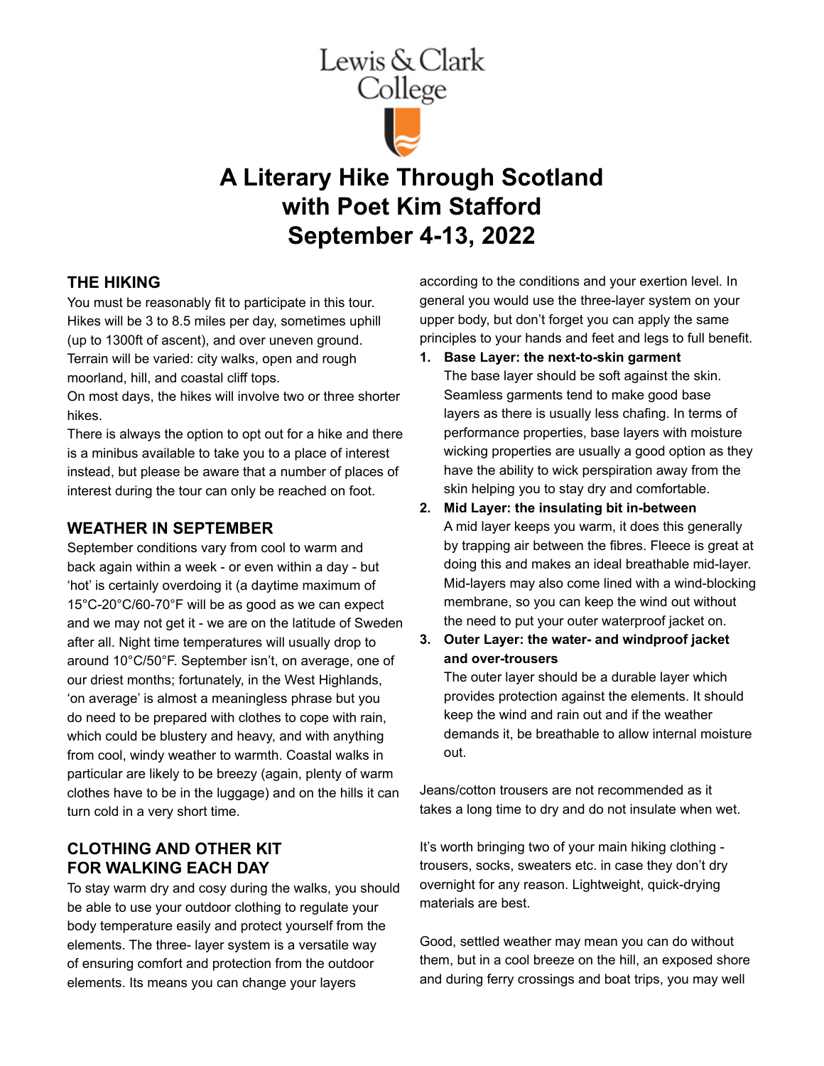Lewis & Clark College

# A Literary Hike Through Scotland with Poet Kim Stafford September 4-13, 2022

## THE HIKING

You must be reasonably fit to participate in this tour. Hikes will be 3 to 8.5 miles per day, sometimes uphill (up to 1300ft of ascent), and over uneven ground. Terrain will be varied: city walks, open and rough moorland, hill, and coastal cliff tops.

On most days, the hikes will involve two or three shorter hikes.

There is always the option to opt out for a hike and there is a minibus available to take you to a place of interest instead, but please be aware that a number of places of interest during the tour can only be reached on foot.

## WEATHER IN SEPTEMBER

September conditions vary from cool to warm and back again within a week - or even within a day - but 'hot' is certainly overdoing it (a daytime maximum of 15°C-20°C/60-70°F will be as good as we can expect and we may not get it - we are on the latitude of Sweden after all. Night time temperatures will usually drop to around 10°C/50°F. September isn't, on average, one of our driest months; fortunately, in the West Highlands, 'on average' is almost a meaningless phrase but you do need to be prepared with clothes to cope with rain, which could be blustery and heavy, and with anything from cool, windy weather to warmth. Coastal walks in particular are likely to be breezy (again, plenty of warm clothes have to be in the luggage) and on the hills it can turn cold in a very short time.

## CLOTHING AND OTHER KIT FOR WALKING EACH DAY

To stay warm dry and cosy during the walks, you should be able to use your outdoor clothing to regulate your body temperature easily and protect yourself from the elements. The three- layer system is a versatile way of ensuring comfort and protection from the outdoor elements. Its means you can change your layers according to the conditions and your exertion level. In general you would use the three-layer system on your upper body, but don't forget you can apply the same principles to your hands and feet and legs to full benefit.

1. **Base Layer: the next-to-skin garment**
   The base layer should be soft against the skin. Seamless garments tend to make good base layers as there is usually less chafing. In terms of performance properties, base layers with moisture wicking properties are usually a good option as they have the ability to wick perspiration away from the skin helping you to stay dry and comfortable.
2. **Mid Layer: the insulating bit in-between**
   A mid layer keeps you warm, it does this generally by trapping air between the fibres. Fleece is great at doing this and makes an ideal breathable mid-layer. Mid-layers may also come lined with a wind-blocking membrane, so you can keep the wind out without the need to put your outer waterproof jacket on.
3. **Outer Layer: the water- and windproof jacket and over-trousers**
   The outer layer should be a durable layer which provides protection against the elements. It should keep the wind and rain out and if the weather demands it, be breathable to allow internal moisture out.

Jeans/cotton trousers are not recommended as it takes a long time to dry and do not insulate when wet.

It's worth bringing two of your main hiking clothing - trousers, socks, sweaters etc. in case they don't dry overnight for any reason. Lightweight, quick-drying materials are best.

Good, settled weather may mean you can do without them, but in a cool breeze on the hill, an exposed shore and during ferry crossings and boat trips, you may well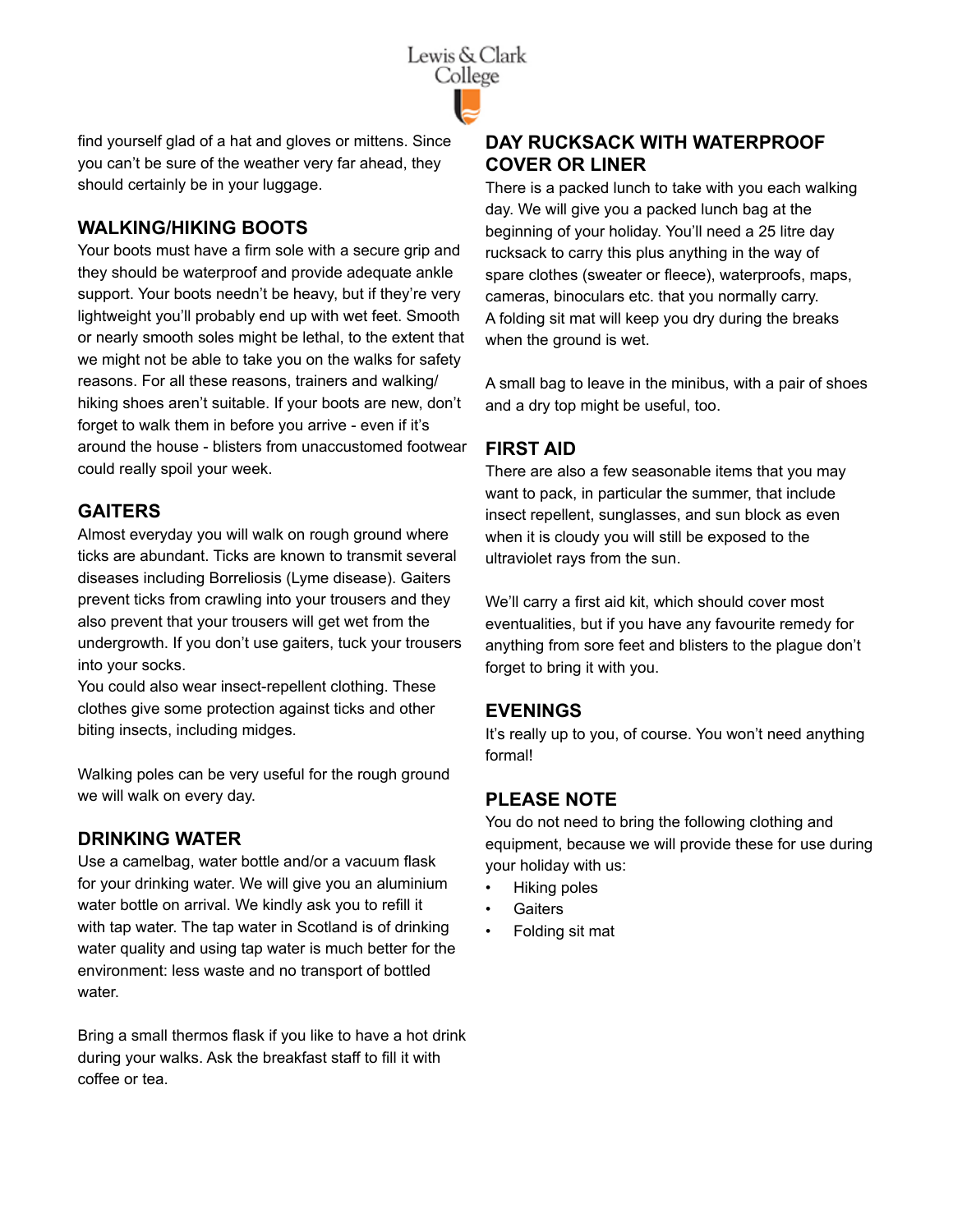find yourself glad of a hat and gloves or mittens. Since you can't be sure of the weather very far ahead, they should certainly be in your luggage.

## WALKING/HIKING BOOTS

Your boots must have a firm sole with a secure grip and they should be waterproof and provide adequate ankle support. Your boots needn't be heavy, but if they're very lightweight you'll probably end up with wet feet. Smooth or nearly smooth soles might be lethal, to the extent that we might not be able to take you on the walks for safety reasons. For all these reasons, trainers and walking/hiking shoes aren't suitable. If your boots are new, don't forget to walk them in before you arrive - even if it's around the house - blisters from unaccustomed footwear could really spoil your week.

## GAITERS

Almost everyday you will walk on rough ground where ticks are abundant. Ticks are known to transmit several diseases including Borreliosis (Lyme disease). Gaiters prevent ticks from crawling into your trousers and they also prevent that your trousers will get wet from the undergrowth. If you don't use gaiters, tuck your trousers into your socks.

You could also wear insect-repellent clothing. These clothes give some protection against ticks and other biting insects, including midges.

Walking poles can be very useful for the rough ground we will walk on every day.

## DRINKING WATER

Use a camelbag, water bottle and/or a vacuum flask for your drinking water. We will give you an aluminium water bottle on arrival. We kindly ask you to refill it with tap water. The tap water in Scotland is of drinking water quality and using tap water is much better for the environment: less waste and no transport of bottled water.

Bring a small thermos flask if you like to have a hot drink during your walks. Ask the breakfast staff to fill it with coffee or tea.

## DAY RUCKSACK WITH WATERPROOF COVER OR LINER

There is a packed lunch to take with you each walking day. We will give you a packed lunch bag at the beginning of your holiday. You'll need a 25 litre day rucksack to carry this plus anything in the way of spare clothes (sweater or fleece), waterproofs, maps, cameras, binoculars etc. that you normally carry.
A folding sit mat will keep you dry during the breaks when the ground is wet.

A small bag to leave in the minibus, with a pair of shoes and a dry top might be useful, too.

## FIRST AID

There are also a few seasonable items that you may want to pack, in particular the summer, that include insect repellent, sunglasses, and sun block as even when it is cloudy you will still be exposed to the ultraviolet rays from the sun.

We'll carry a first aid kit, which should cover most eventualities, but if you have any favourite remedy for anything from sore feet and blisters to the plague don't forget to bring it with you.

## EVENINGS

It's really up to you, of course. You won't need anything formal!

## PLEASE NOTE

You do not need to bring the following clothing and equipment, because we will provide these for use during your holiday with us:

- Hiking poles
- Gaiters
- Folding sit mat